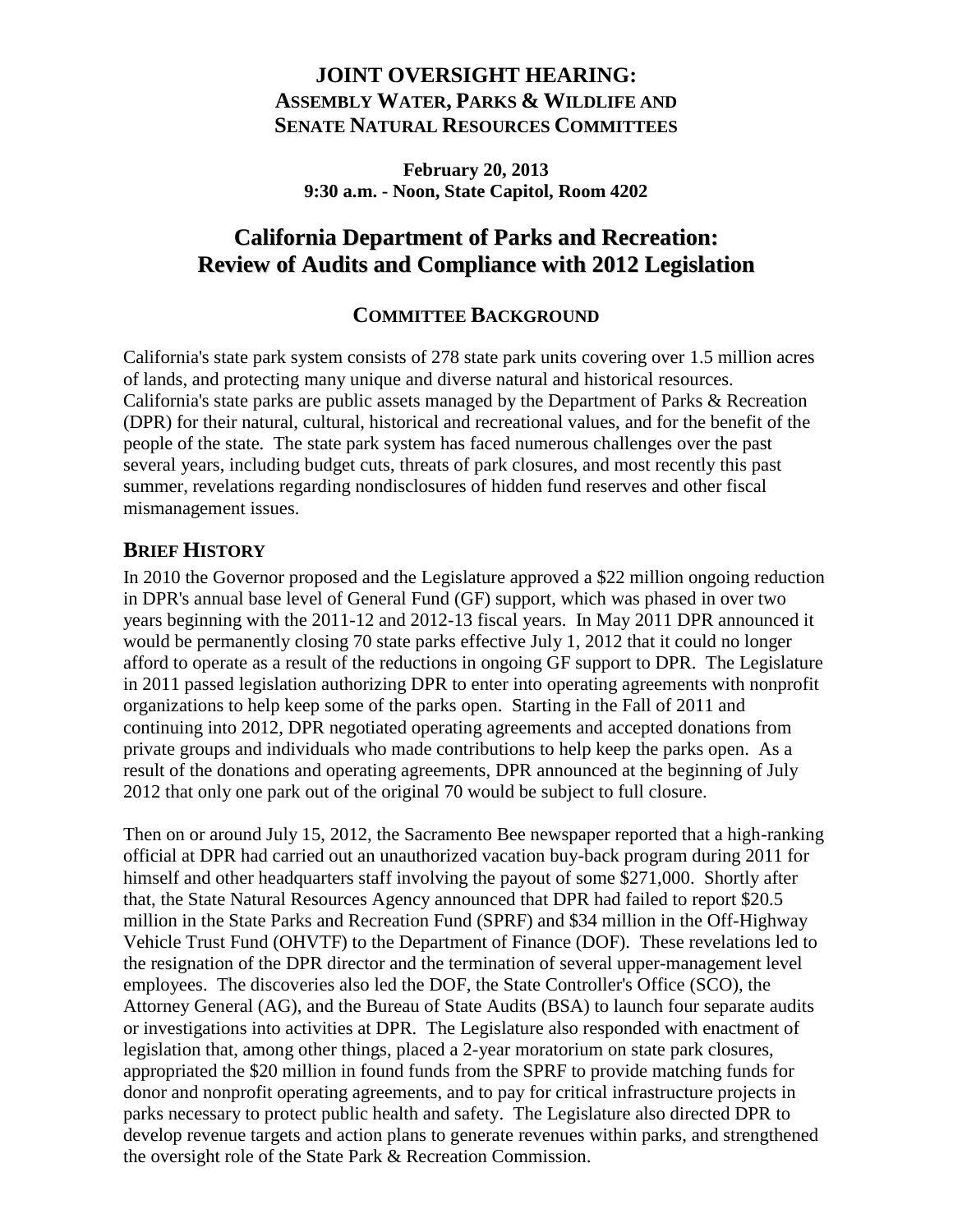## JOINT OVERSIGHT HEARING:
## ASSEMBLY WATER, PARKS & WILDLIFE AND SENATE NATURAL RESOURCES COMMITTEES

**February 20, 2013**
**9:30 a.m. - Noon, State Capitol, Room 4202**

# California Department of Parks and Recreation: Review of Audits and Compliance with 2012 Legislation

## COMMITTEE BACKGROUND

California's state park system consists of 278 state park units covering over 1.5 million acres of lands, and protecting many unique and diverse natural and historical resources. California's state parks are public assets managed by the Department of Parks & Recreation (DPR) for their natural, cultural, historical and recreational values, and for the benefit of the people of the state. The state park system has faced numerous challenges over the past several years, including budget cuts, threats of park closures, and most recently this past summer, revelations regarding nondisclosures of hidden fund reserves and other fiscal mismanagement issues.

### BRIEF HISTORY

In 2010 the Governor proposed and the Legislature approved a $22 million ongoing reduction in DPR's annual base level of General Fund (GF) support, which was phased in over two years beginning with the 2011-12 and 2012-13 fiscal years. In May 2011 DPR announced it would be permanently closing 70 state parks effective July 1, 2012 that it could no longer afford to operate as a result of the reductions in ongoing GF support to DPR. The Legislature in 2011 passed legislation authorizing DPR to enter into operating agreements with nonprofit organizations to help keep some of the parks open. Starting in the Fall of 2011 and continuing into 2012, DPR negotiated operating agreements and accepted donations from private groups and individuals who made contributions to help keep the parks open. As a result of the donations and operating agreements, DPR announced at the beginning of July 2012 that only one park out of the original 70 would be subject to full closure.

Then on or around July 15, 2012, the Sacramento Bee newspaper reported that a high-ranking official at DPR had carried out an unauthorized vacation buy-back program during 2011 for himself and other headquarters staff involving the payout of some $271,000. Shortly after that, the State Natural Resources Agency announced that DPR had failed to report $20.5 million in the State Parks and Recreation Fund (SPRF) and $34 million in the Off-Highway Vehicle Trust Fund (OHVTF) to the Department of Finance (DOF). These revelations led to the resignation of the DPR director and the termination of several upper-management level employees. The discoveries also led the DOF, the State Controller's Office (SCO), the Attorney General (AG), and the Bureau of State Audits (BSA) to launch four separate audits or investigations into activities at DPR. The Legislature also responded with enactment of legislation that, among other things, placed a 2-year moratorium on state park closures, appropriated the $20 million in found funds from the SPRF to provide matching funds for donor and nonprofit operating agreements, and to pay for critical infrastructure projects in parks necessary to protect public health and safety. The Legislature also directed DPR to develop revenue targets and action plans to generate revenues within parks, and strengthened the oversight role of the State Park & Recreation Commission.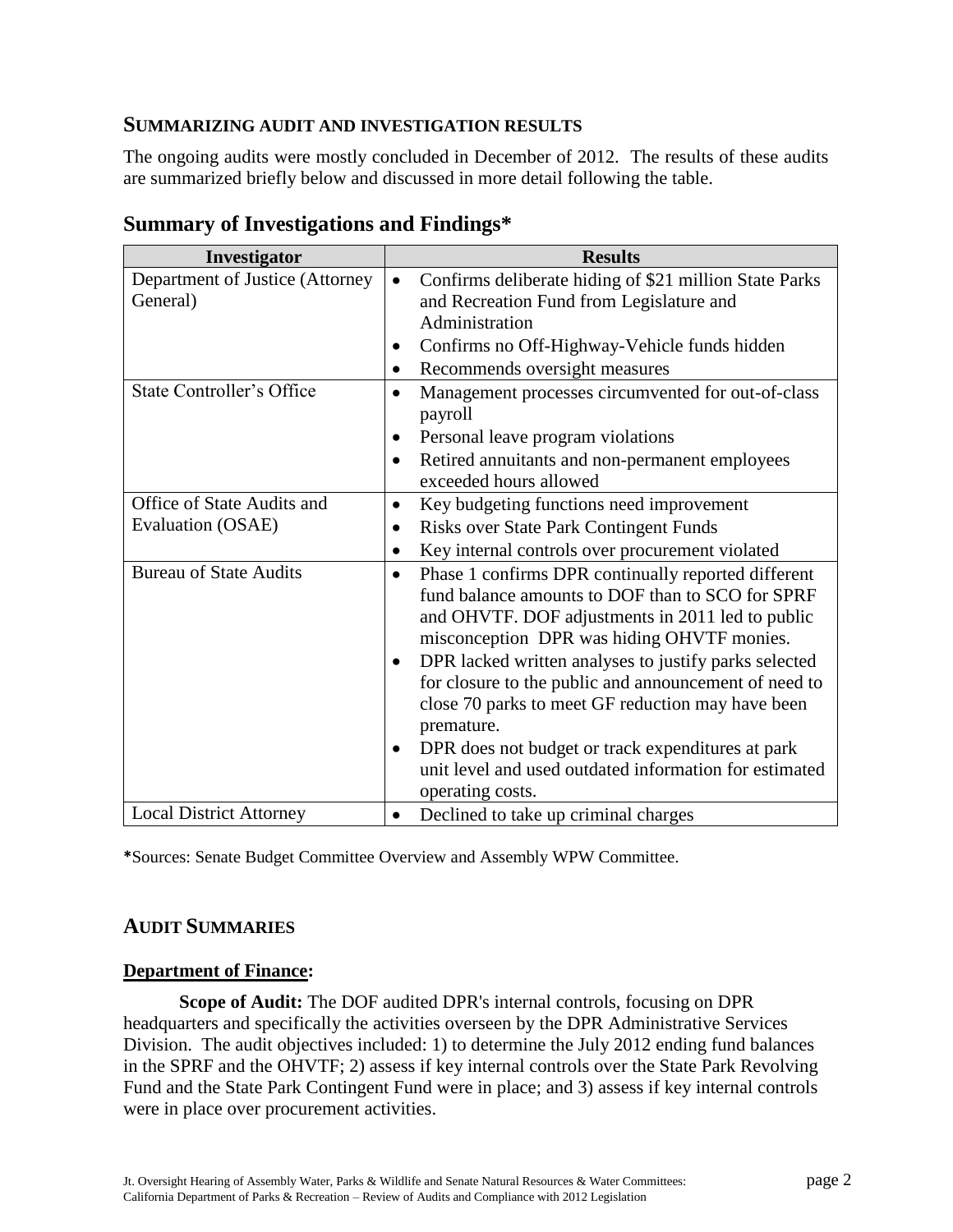## SUMMARIZING AUDIT AND INVESTIGATION RESULTS

The ongoing audits were mostly concluded in December of 2012. The results of these audits are summarized briefly below and discussed in more detail following the table.

## Summary of Investigations and Findings*

| Investigator | Results |
|---|---|
| Department of Justice (Attorney General) | • Confirms deliberate hiding of $21 million State Parks and Recreation Fund from Legislature and Administration<br>• Confirms no Off-Highway-Vehicle funds hidden<br>• Recommends oversight measures |
| State Controller's Office | • Management processes circumvented for out-of-class payroll<br>• Personal leave program violations<br>• Retired annuitants and non-permanent employees exceeded hours allowed |
| Office of State Audits and Evaluation (OSAE) | • Key budgeting functions need improvement<br>• Risks over State Park Contingent Funds<br>• Key internal controls over procurement violated |
| Bureau of State Audits | • Phase 1 confirms DPR continually reported different fund balance amounts to DOF than to SCO for SPRF and OHVTF. DOF adjustments in 2011 led to public misconception DPR was hiding OHVTF monies.<br>• DPR lacked written analyses to justify parks selected for closure to the public and announcement of need to close 70 parks to meet GF reduction may have been premature.<br>• DPR does not budget or track expenditures at park unit level and used outdated information for estimated operating costs. |
| Local District Attorney | • Declined to take up criminal charges |

*Sources: Senate Budget Committee Overview and Assembly WPW Committee.

## AUDIT SUMMARIES

**Department of Finance:**

**Scope of Audit:** The DOF audited DPR's internal controls, focusing on DPR headquarters and specifically the activities overseen by the DPR Administrative Services Division. The audit objectives included: 1) to determine the July 2012 ending fund balances in the SPRF and the OHVTF; 2) assess if key internal controls over the State Park Revolving Fund and the State Park Contingent Fund were in place; and 3) assess if key internal controls were in place over procurement activities.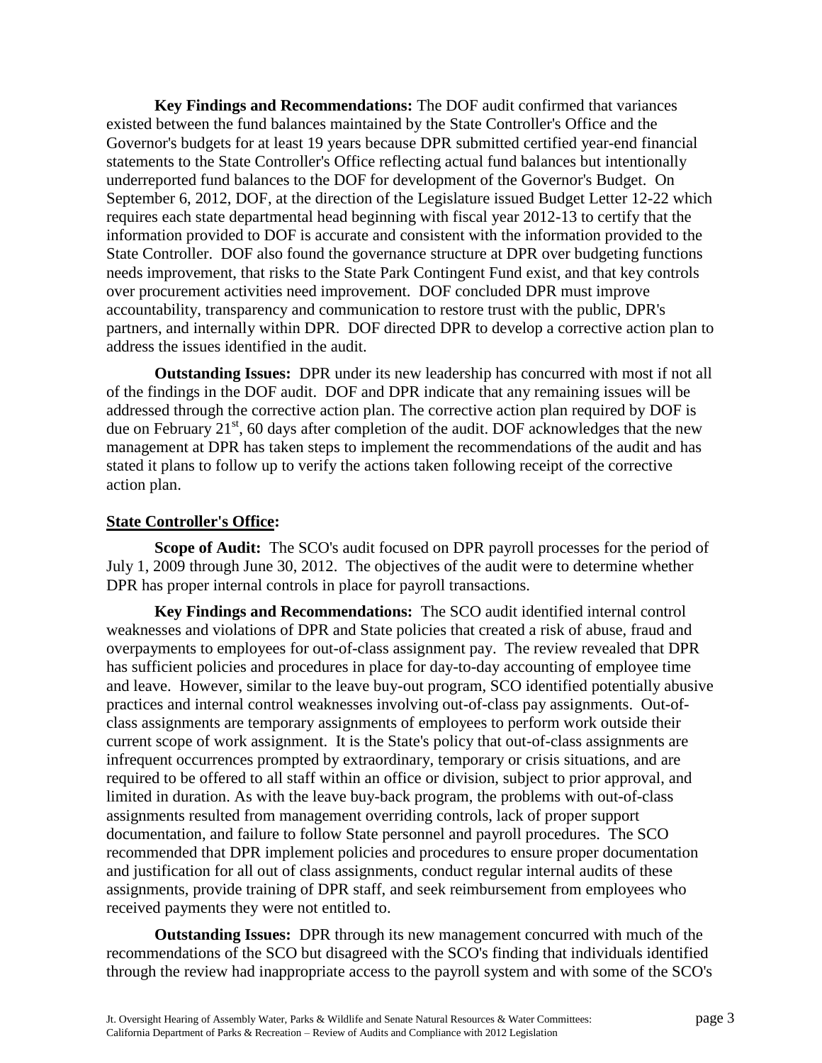**Key Findings and Recommendations:** The DOF audit confirmed that variances existed between the fund balances maintained by the State Controller's Office and the Governor's budgets for at least 19 years because DPR submitted certified year-end financial statements to the State Controller's Office reflecting actual fund balances but intentionally underreported fund balances to the DOF for development of the Governor's Budget. On September 6, 2012, DOF, at the direction of the Legislature issued Budget Letter 12-22 which requires each state departmental head beginning with fiscal year 2012-13 to certify that the information provided to DOF is accurate and consistent with the information provided to the State Controller. DOF also found the governance structure at DPR over budgeting functions needs improvement, that risks to the State Park Contingent Fund exist, and that key controls over procurement activities need improvement. DOF concluded DPR must improve accountability, transparency and communication to restore trust with the public, DPR's partners, and internally within DPR. DOF directed DPR to develop a corrective action plan to address the issues identified in the audit.

**Outstanding Issues:** DPR under its new leadership has concurred with most if not all of the findings in the DOF audit. DOF and DPR indicate that any remaining issues will be addressed through the corrective action plan. The corrective action plan required by DOF is due on February 21st, 60 days after completion of the audit. DOF acknowledges that the new management at DPR has taken steps to implement the recommendations of the audit and has stated it plans to follow up to verify the actions taken following receipt of the corrective action plan.

**State Controller's Office:**

**Scope of Audit:** The SCO's audit focused on DPR payroll processes for the period of July 1, 2009 through June 30, 2012. The objectives of the audit were to determine whether DPR has proper internal controls in place for payroll transactions.

**Key Findings and Recommendations:** The SCO audit identified internal control weaknesses and violations of DPR and State policies that created a risk of abuse, fraud and overpayments to employees for out-of-class assignment pay. The review revealed that DPR has sufficient policies and procedures in place for day-to-day accounting of employee time and leave. However, similar to the leave buy-out program, SCO identified potentially abusive practices and internal control weaknesses involving out-of-class pay assignments. Out-of-class assignments are temporary assignments of employees to perform work outside their current scope of work assignment. It is the State's policy that out-of-class assignments are infrequent occurrences prompted by extraordinary, temporary or crisis situations, and are required to be offered to all staff within an office or division, subject to prior approval, and limited in duration. As with the leave buy-back program, the problems with out-of-class assignments resulted from management overriding controls, lack of proper support documentation, and failure to follow State personnel and payroll procedures. The SCO recommended that DPR implement policies and procedures to ensure proper documentation and justification for all out of class assignments, conduct regular internal audits of these assignments, provide training of DPR staff, and seek reimbursement from employees who received payments they were not entitled to.

**Outstanding Issues:** DPR through its new management concurred with much of the recommendations of the SCO but disagreed with the SCO's finding that individuals identified through the review had inappropriate access to the payroll system and with some of the SCO's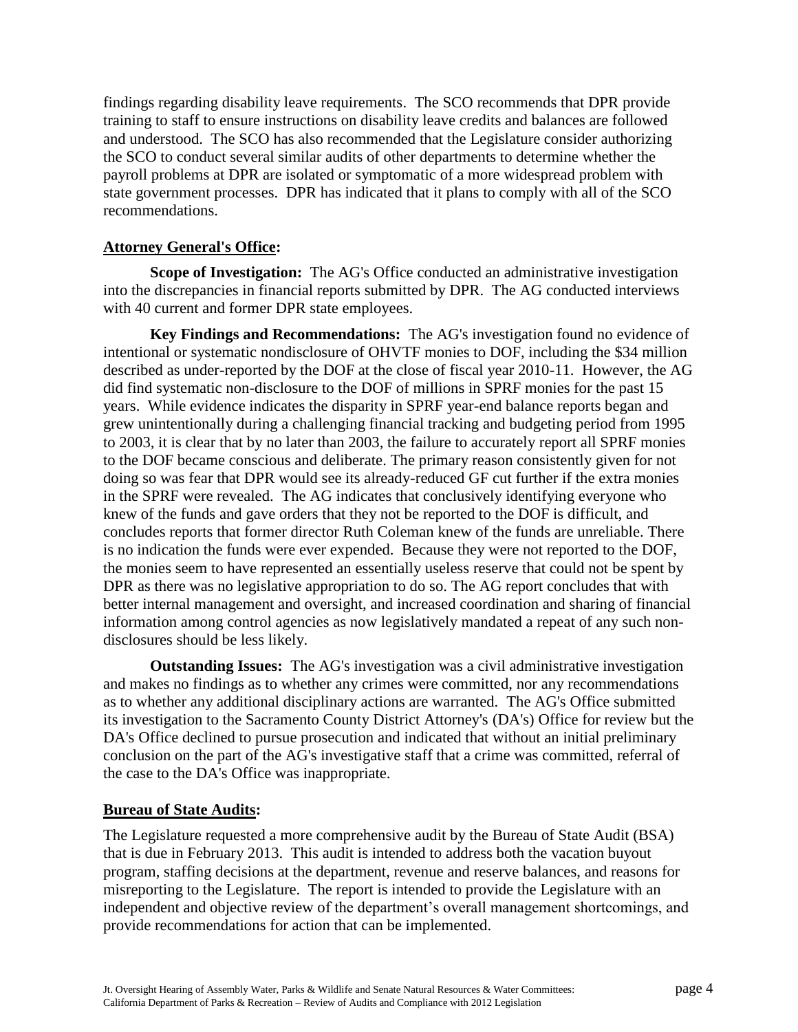findings regarding disability leave requirements. The SCO recommends that DPR provide training to staff to ensure instructions on disability leave credits and balances are followed and understood. The SCO has also recommended that the Legislature consider authorizing the SCO to conduct several similar audits of other departments to determine whether the payroll problems at DPR are isolated or symptomatic of a more widespread problem with state government processes. DPR has indicated that it plans to comply with all of the SCO recommendations.

**Attorney General's Office:**

**Scope of Investigation:** The AG's Office conducted an administrative investigation into the discrepancies in financial reports submitted by DPR. The AG conducted interviews with 40 current and former DPR state employees.

**Key Findings and Recommendations:** The AG's investigation found no evidence of intentional or systematic nondisclosure of OHVTF monies to DOF, including the $34 million described as under-reported by the DOF at the close of fiscal year 2010-11. However, the AG did find systematic non-disclosure to the DOF of millions in SPRF monies for the past 15 years. While evidence indicates the disparity in SPRF year-end balance reports began and grew unintentionally during a challenging financial tracking and budgeting period from 1995 to 2003, it is clear that by no later than 2003, the failure to accurately report all SPRF monies to the DOF became conscious and deliberate. The primary reason consistently given for not doing so was fear that DPR would see its already-reduced GF cut further if the extra monies in the SPRF were revealed. The AG indicates that conclusively identifying everyone who knew of the funds and gave orders that they not be reported to the DOF is difficult, and concludes reports that former director Ruth Coleman knew of the funds are unreliable. There is no indication the funds were ever expended. Because they were not reported to the DOF, the monies seem to have represented an essentially useless reserve that could not be spent by DPR as there was no legislative appropriation to do so. The AG report concludes that with better internal management and oversight, and increased coordination and sharing of financial information among control agencies as now legislatively mandated a repeat of any such non-disclosures should be less likely.

**Outstanding Issues:** The AG's investigation was a civil administrative investigation and makes no findings as to whether any crimes were committed, nor any recommendations as to whether any additional disciplinary actions are warranted. The AG's Office submitted its investigation to the Sacramento County District Attorney's (DA's) Office for review but the DA's Office declined to pursue prosecution and indicated that without an initial preliminary conclusion on the part of the AG's investigative staff that a crime was committed, referral of the case to the DA's Office was inappropriate.

**Bureau of State Audits:**

The Legislature requested a more comprehensive audit by the Bureau of State Audit (BSA) that is due in February 2013. This audit is intended to address both the vacation buyout program, staffing decisions at the department, revenue and reserve balances, and reasons for misreporting to the Legislature. The report is intended to provide the Legislature with an independent and objective review of the department's overall management shortcomings, and provide recommendations for action that can be implemented.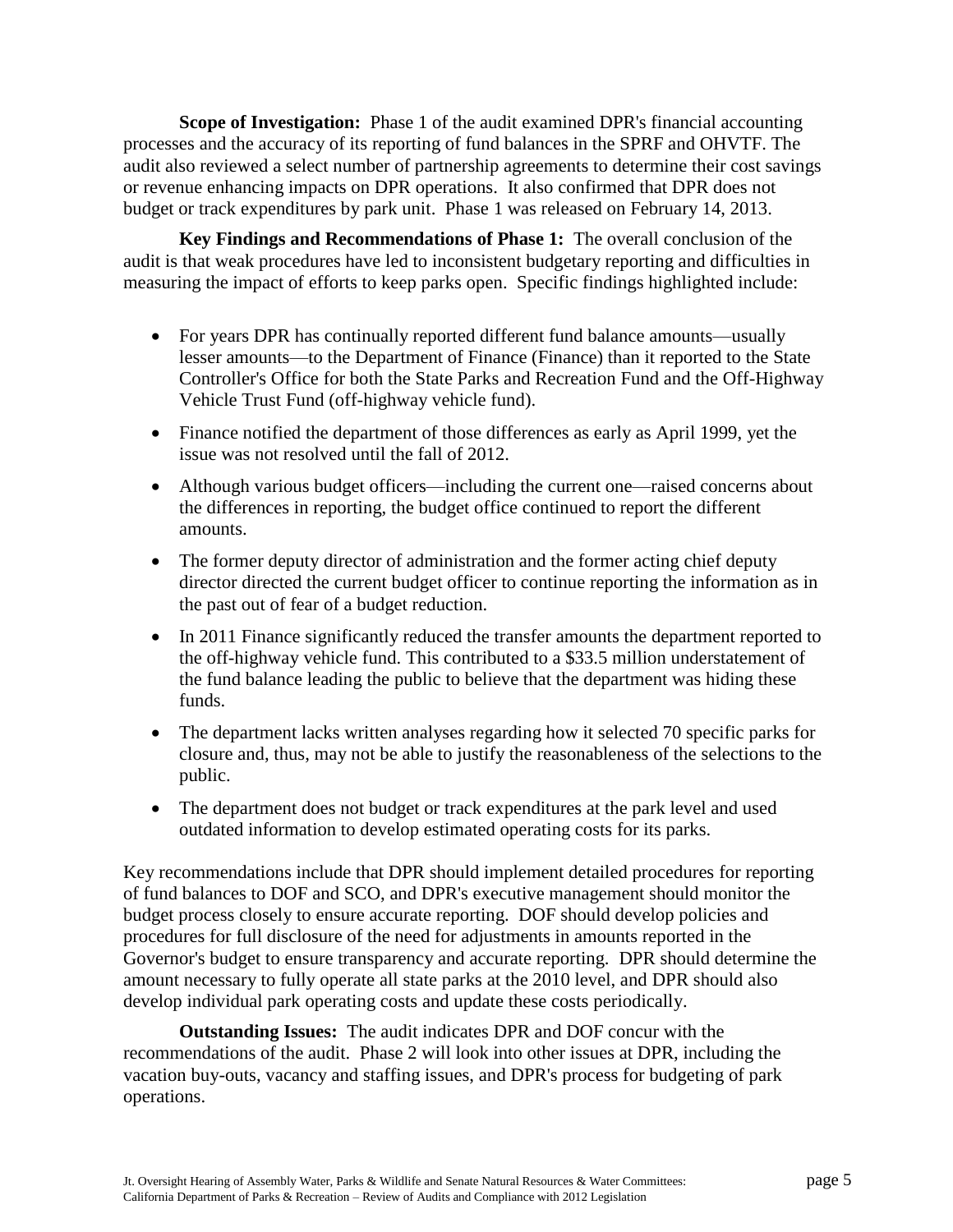**Scope of Investigation:** Phase 1 of the audit examined DPR's financial accounting processes and the accuracy of its reporting of fund balances in the SPRF and OHVTF. The audit also reviewed a select number of partnership agreements to determine their cost savings or revenue enhancing impacts on DPR operations. It also confirmed that DPR does not budget or track expenditures by park unit. Phase 1 was released on February 14, 2013.

**Key Findings and Recommendations of Phase 1:** The overall conclusion of the audit is that weak procedures have led to inconsistent budgetary reporting and difficulties in measuring the impact of efforts to keep parks open. Specific findings highlighted include:

- For years DPR has continually reported different fund balance amounts—usually lesser amounts—to the Department of Finance (Finance) than it reported to the State Controller's Office for both the State Parks and Recreation Fund and the Off-Highway Vehicle Trust Fund (off-highway vehicle fund).
- Finance notified the department of those differences as early as April 1999, yet the issue was not resolved until the fall of 2012.
- Although various budget officers—including the current one—raised concerns about the differences in reporting, the budget office continued to report the different amounts.
- The former deputy director of administration and the former acting chief deputy director directed the current budget officer to continue reporting the information as in the past out of fear of a budget reduction.
- In 2011 Finance significantly reduced the transfer amounts the department reported to the off-highway vehicle fund. This contributed to a $33.5 million understatement of the fund balance leading the public to believe that the department was hiding these funds.
- The department lacks written analyses regarding how it selected 70 specific parks for closure and, thus, may not be able to justify the reasonableness of the selections to the public.
- The department does not budget or track expenditures at the park level and used outdated information to develop estimated operating costs for its parks.

Key recommendations include that DPR should implement detailed procedures for reporting of fund balances to DOF and SCO, and DPR's executive management should monitor the budget process closely to ensure accurate reporting. DOF should develop policies and procedures for full disclosure of the need for adjustments in amounts reported in the Governor's budget to ensure transparency and accurate reporting. DPR should determine the amount necessary to fully operate all state parks at the 2010 level, and DPR should also develop individual park operating costs and update these costs periodically.

**Outstanding Issues:** The audit indicates DPR and DOF concur with the recommendations of the audit. Phase 2 will look into other issues at DPR, including the vacation buy-outs, vacancy and staffing issues, and DPR's process for budgeting of park operations.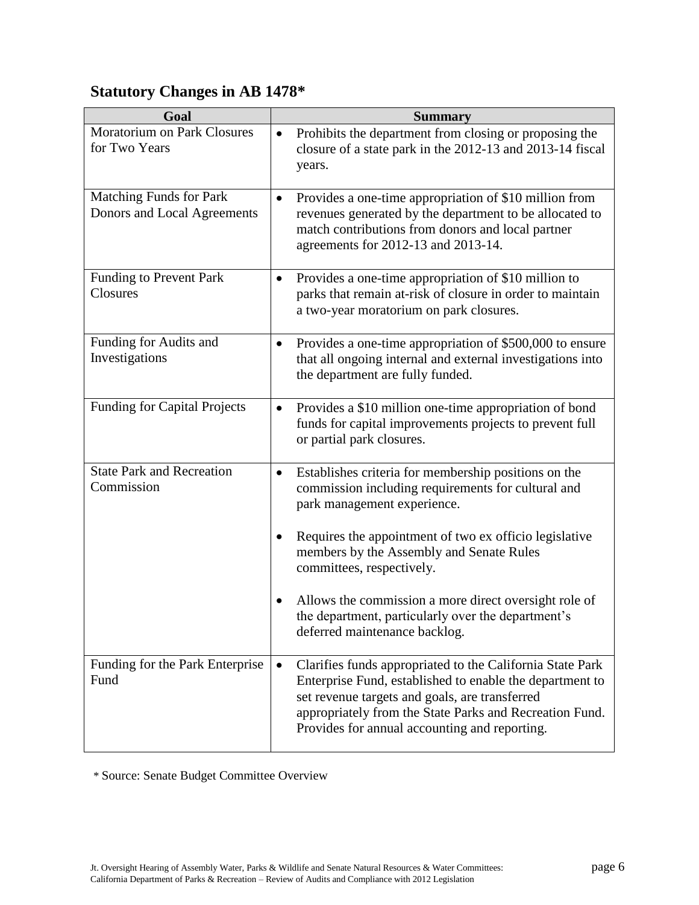## Statutory Changes in AB 1478*

| Goal | Summary |
|---|---|
| Moratorium on Park Closures for Two Years | • Prohibits the department from closing or proposing the closure of a state park in the 2012-13 and 2013-14 fiscal years. |
| Matching Funds for Park Donors and Local Agreements | • Provides a one-time appropriation of $10 million from revenues generated by the department to be allocated to match contributions from donors and local partner agreements for 2012-13 and 2013-14. |
| Funding to Prevent Park Closures | • Provides a one-time appropriation of $10 million to parks that remain at-risk of closure in order to maintain a two-year moratorium on park closures. |
| Funding for Audits and Investigations | • Provides a one-time appropriation of $500,000 to ensure that all ongoing internal and external investigations into the department are fully funded. |
| Funding for Capital Projects | • Provides a $10 million one-time appropriation of bond funds for capital improvements projects to prevent full or partial park closures. |
| State Park and Recreation Commission | • Establishes criteria for membership positions on the commission including requirements for cultural and park management experience.<br>• Requires the appointment of two ex officio legislative members by the Assembly and Senate Rules committees, respectively.<br>• Allows the commission a more direct oversight role of the department, particularly over the department's deferred maintenance backlog. |
| Funding for the Park Enterprise Fund | • Clarifies funds appropriated to the California State Park Enterprise Fund, established to enable the department to set revenue targets and goals, are transferred appropriately from the State Parks and Recreation Fund. Provides for annual accounting and reporting. |

\* Source: Senate Budget Committee Overview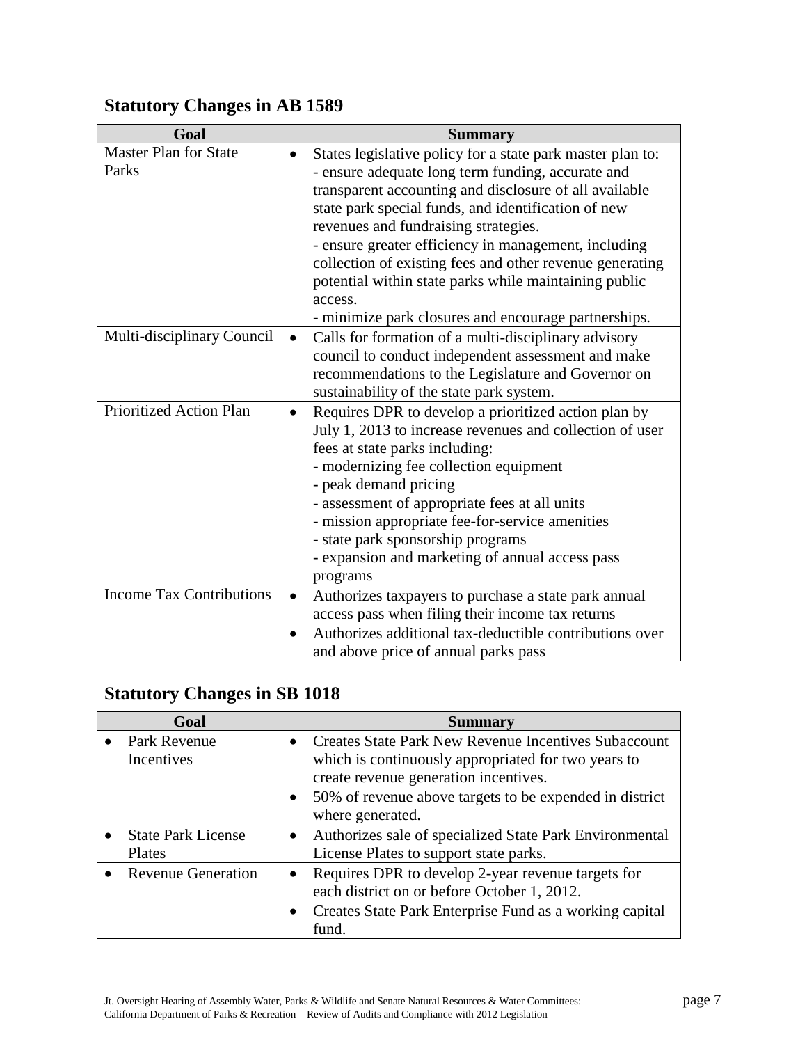## Statutory Changes in AB 1589

| Goal | Summary |
|---|---|
| Master Plan for State Parks | • States legislative policy for a state park master plan to:<br>- ensure adequate long term funding, accurate and transparent accounting and disclosure of all available state park special funds, and identification of new revenues and fundraising strategies.<br>- ensure greater efficiency in management, including collection of existing fees and other revenue generating potential within state parks while maintaining public access.<br>- minimize park closures and encourage partnerships. |
| Multi-disciplinary Council | • Calls for formation of a multi-disciplinary advisory council to conduct independent assessment and make recommendations to the Legislature and Governor on sustainability of the state park system. |
| Prioritized Action Plan | • Requires DPR to develop a prioritized action plan by July 1, 2013 to increase revenues and collection of user fees at state parks including:<br>- modernizing fee collection equipment<br>- peak demand pricing<br>- assessment of appropriate fees at all units<br>- mission appropriate fee-for-service amenities<br>- state park sponsorship programs<br>- expansion and marketing of annual access pass programs |
| Income Tax Contributions | • Authorizes taxpayers to purchase a state park annual access pass when filing their income tax returns<br>• Authorizes additional tax-deductible contributions over and above price of annual parks pass |

## Statutory Changes in SB 1018

| Goal | Summary |
|---|---|
| • Park Revenue Incentives | • Creates State Park New Revenue Incentives Subaccount which is continuously appropriated for two years to create revenue generation incentives.<br>• 50% of revenue above targets to be expended in district where generated. |
| • State Park License Plates | • Authorizes sale of specialized State Park Environmental License Plates to support state parks. |
| • Revenue Generation | • Requires DPR to develop 2-year revenue targets for each district on or before October 1, 2012.<br>• Creates State Park Enterprise Fund as a working capital fund. |